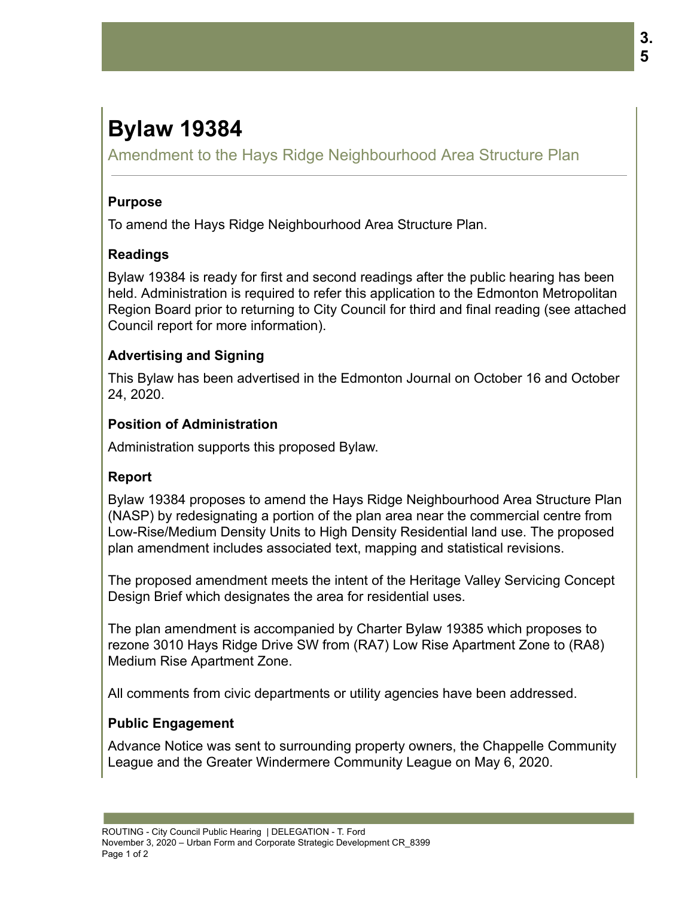# Bylaw 19384

Amendment to the Hays Ridge Neighbourhood Area Structure Plan

## Purpose

To amend the Hays Ridge Neighbourhood Area Structure Plan.

## Readings

Bylaw 19384 is ready for first and second readings after the public hearing has been held. Administration is required to refer this application to the Edmonton Metropolitan Region Board prior to returning to City Council for third and final reading (see attached Council report for more information).

## Advertising and Signing

This Bylaw has been advertised in the Edmonton Journal on October 16 and October 24, 2020.

## Position of Administration

Administration supports this proposed Bylaw.

## Report

Bylaw 19384 proposes to amend the Hays Ridge Neighbourhood Area Structure Plan (NASP) by redesignating a portion of the plan area near the commercial centre from Low-Rise/Medium Density Units to High Density Residential land use. The proposed plan amendment includes associated text, mapping and statistical revisions.

The proposed amendment meets the intent of the Heritage Valley Servicing Concept Design Brief which designates the area for residential uses.

The plan amendment is accompanied by Charter Bylaw 19385 which proposes to rezone 3010 Hays Ridge Drive SW from (RA7) Low Rise Apartment Zone to (RA8) Medium Rise Apartment Zone.

All comments from civic departments or utility agencies have been addressed.

## Public Engagement

Advance Notice was sent to surrounding property owners, the Chappelle Community League and the Greater Windermere Community League on May 6, 2020.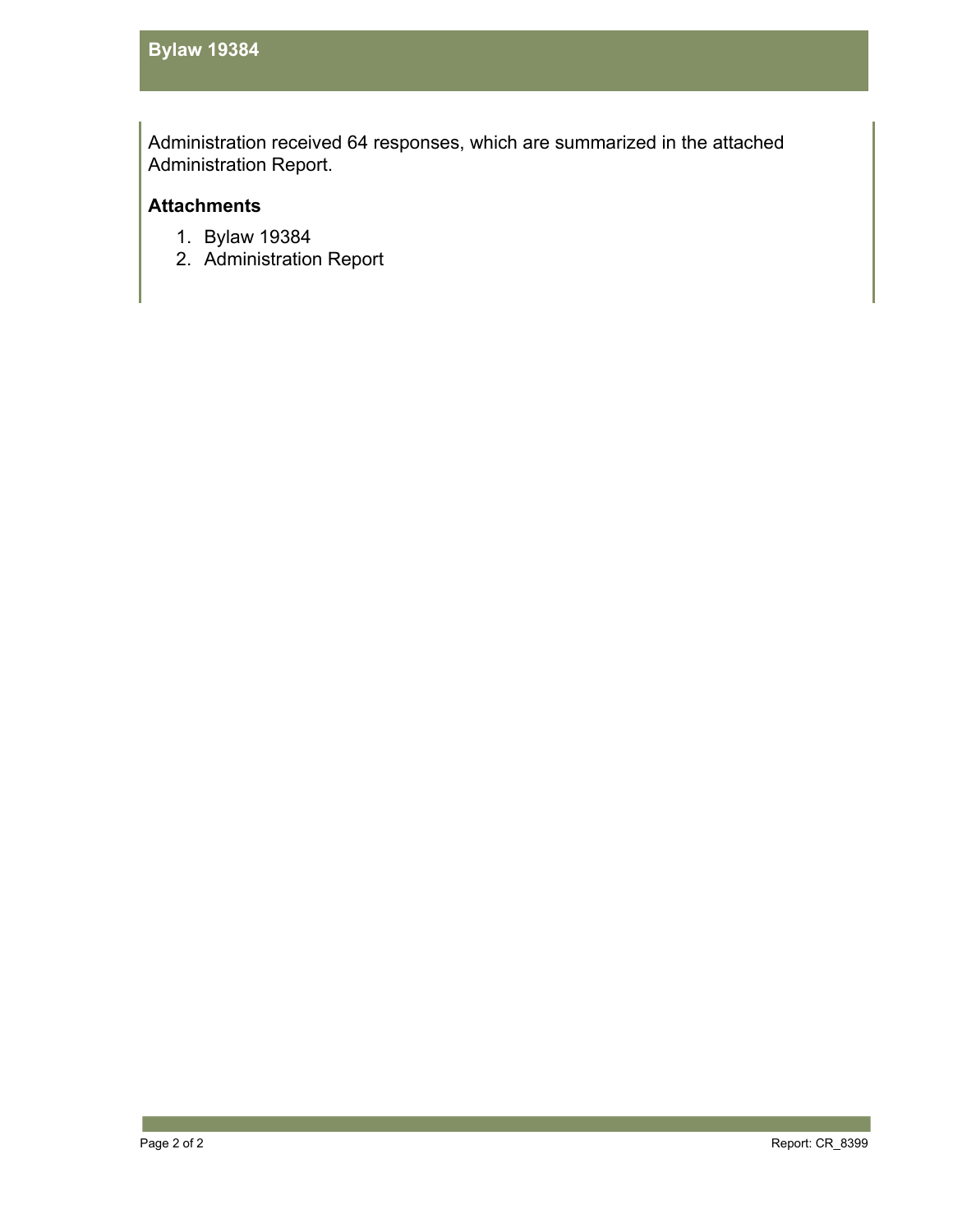Administration received 64 responses, which are summarized in the attached Administration Report.

### Attachments

1. Bylaw 19384
2. Administration Report